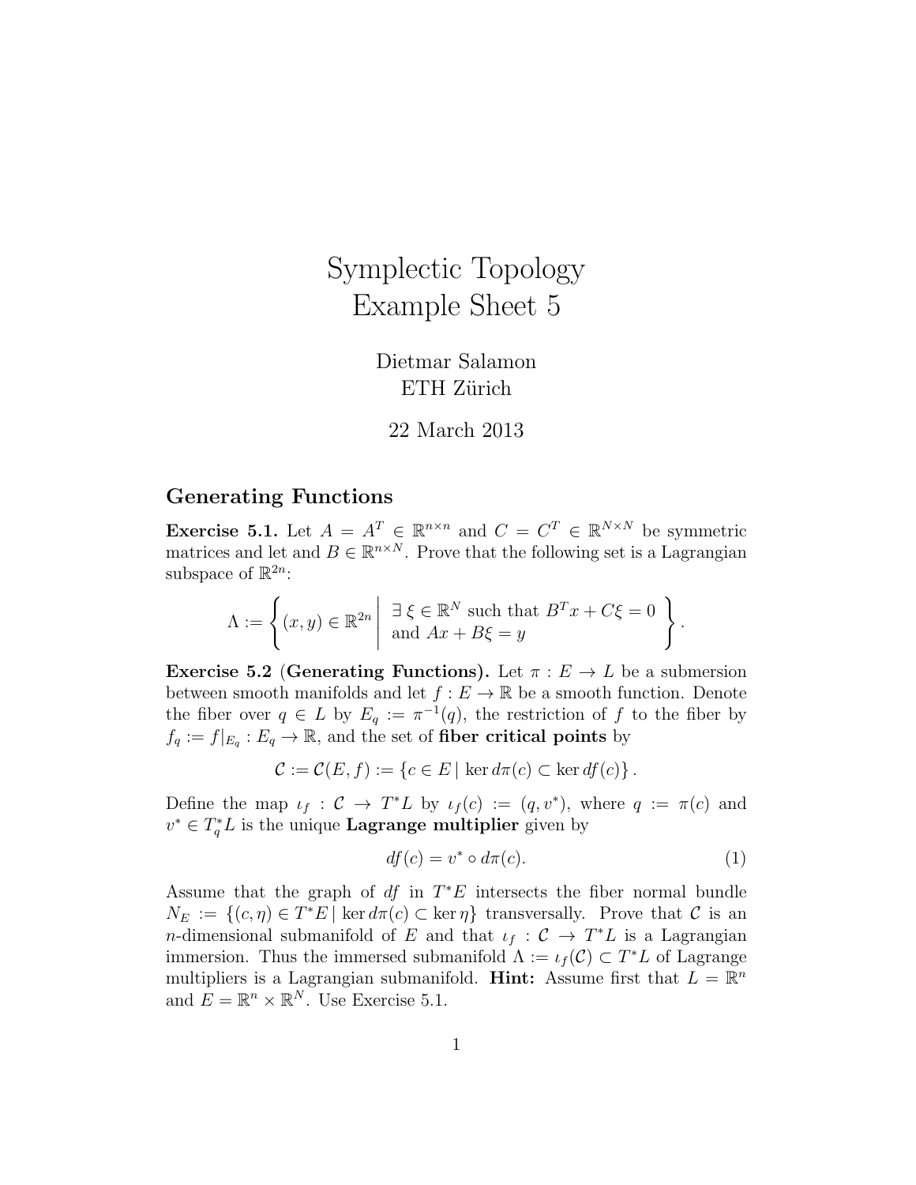# Symplectic Topology
# Example Sheet 5

Dietmar Salamon  
ETH Zürich

22 March 2013

## Generating Functions

**Exercise 5.1.** Let $A = A^T \in \mathbb{R}^{n\times n}$ and $C = C^T \in \mathbb{R}^{N\times N}$ be symmetric matrices and let and $B \in \mathbb{R}^{n\times N}$. Prove that the following set is a Lagrangian subspace of $\mathbb{R}^{2n}$:

$$\Lambda := \left\{ (x,y) \in \mathbb{R}^{2n} \;\middle|\; \begin{array}{l} \exists\, \xi \in \mathbb{R}^N \text{ such that } B^T x + C\xi = 0 \\ \text{and } Ax + B\xi = y \end{array} \right\}.$$

**Exercise 5.2** (**Generating Functions).** Let $\pi : E \to L$ be a submersion between smooth manifolds and let $f : E \to \mathbb{R}$ be a smooth function. Denote the fiber over $q \in L$ by $E_q := \pi^{-1}(q)$, the restriction of $f$ to the fiber by $f_q := f|_{E_q} : E_q \to \mathbb{R}$, and the set of **fiber critical points** by

$$\mathcal{C} := \mathcal{C}(E,f) := \{ c \in E \mid \ker d\pi(c) \subset \ker df(c) \}.$$

Define the map $\iota_f : \mathcal{C} \to T^*L$ by $\iota_f(c) := (q, v^*)$, where $q := \pi(c)$ and $v^* \in T_q^*L$ is the unique **Lagrange multiplier** given by

$$df(c) = v^* \circ d\pi(c). \tag{1}$$

Assume that the graph of $df$ in $T^*E$ intersects the fiber normal bundle $N_E := \{(c,\eta) \in T^*E \mid \ker d\pi(c) \subset \ker \eta\}$ transversally. Prove that $\mathcal{C}$ is an $n$-dimensional submanifold of $E$ and that $\iota_f : \mathcal{C} \to T^*L$ is a Lagrangian immersion. Thus the immersed submanifold $\Lambda := \iota_f(\mathcal{C}) \subset T^*L$ of Lagrange multipliers is a Lagrangian submanifold. **Hint:** Assume first that $L = \mathbb{R}^n$ and $E = \mathbb{R}^n \times \mathbb{R}^N$. Use Exercise 5.1.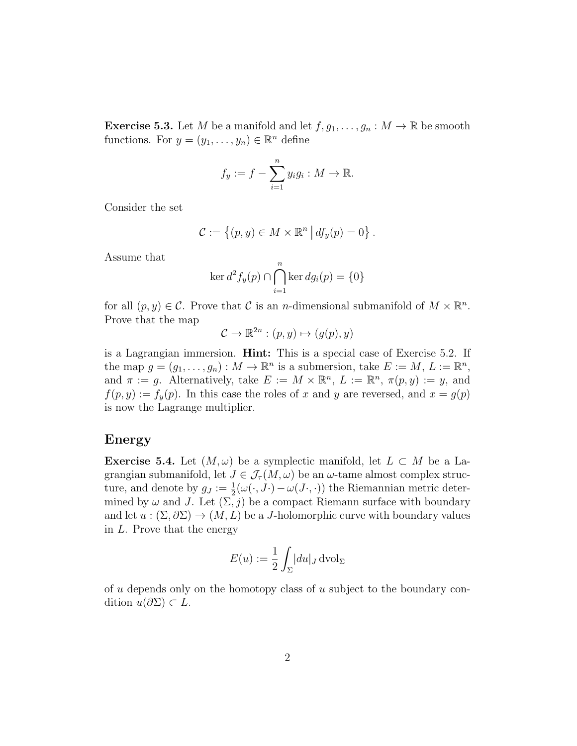**Exercise 5.3.** Let $M$ be a manifold and let $f, g_1, \ldots, g_n : M \to \mathbb{R}$ be smooth functions. For $y = (y_1, \ldots, y_n) \in \mathbb{R}^n$ define

$$f_y := f - \sum_{i=1}^{n} y_i g_i : M \to \mathbb{R}.$$

Consider the set

$$\mathcal{C} := \left\{ (p, y) \in M \times \mathbb{R}^n \,\middle|\, df_y(p) = 0 \right\}.$$

Assume that

$$\ker d^2 f_y(p) \cap \bigcap_{i=1}^{n} \ker dg_i(p) = \{0\}$$

for all $(p, y) \in \mathcal{C}$. Prove that $\mathcal{C}$ is an $n$-dimensional submanifold of $M \times \mathbb{R}^n$. Prove that the map

$$\mathcal{C} \to \mathbb{R}^{2n} : (p, y) \mapsto (g(p), y)$$

is a Lagrangian immersion. **Hint:** This is a special case of Exercise 5.2. If the map $g = (g_1, \ldots, g_n) : M \to \mathbb{R}^n$ is a submersion, take $E := M$, $L := \mathbb{R}^n$, and $\pi := g$. Alternatively, take $E := M \times \mathbb{R}^n$, $L := \mathbb{R}^n$, $\pi(p, y) := y$, and $f(p, y) := f_y(p)$. In this case the roles of $x$ and $y$ are reversed, and $x = g(p)$ is now the Lagrange multiplier.

## Energy

**Exercise 5.4.** Let $(M, \omega)$ be a symplectic manifold, let $L \subset M$ be a Lagrangian submanifold, let $J \in \mathcal{J}_\tau(M, \omega)$ be an $\omega$-tame almost complex structure, and denote by $g_J := \frac{1}{2}(\omega(\cdot, J\cdot) - \omega(J\cdot, \cdot))$ the Riemannian metric determined by $\omega$ and $J$. Let $(\Sigma, j)$ be a compact Riemann surface with boundary and let $u : (\Sigma, \partial\Sigma) \to (M, L)$ be a $J$-holomorphic curve with boundary values in $L$. Prove that the energy

$$E(u) := \frac{1}{2} \int_\Sigma |du|_J \,\mathrm{dvol}_\Sigma$$

of $u$ depends only on the homotopy class of $u$ subject to the boundary condition $u(\partial\Sigma) \subset L$.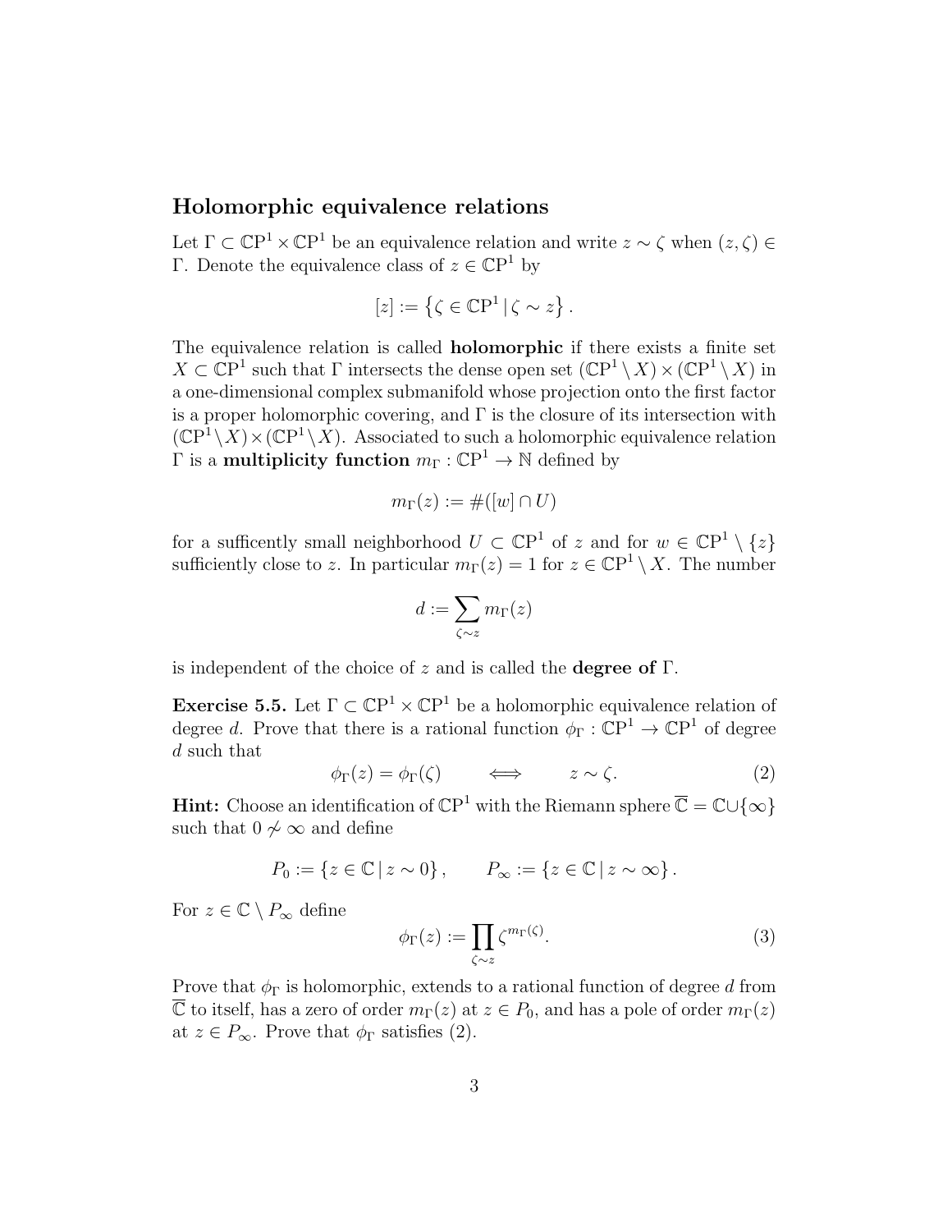## Holomorphic equivalence relations

Let $\Gamma \subset \mathbb{CP}^1 \times \mathbb{CP}^1$ be an equivalence relation and write $z \sim \zeta$ when $(z, \zeta) \in \Gamma$. Denote the equivalence class of $z \in \mathbb{CP}^1$ by

$$[z] := \left\{ \zeta \in \mathbb{CP}^1 \,|\, \zeta \sim z \right\}.$$

The equivalence relation is called **holomorphic** if there exists a finite set $X \subset \mathbb{CP}^1$ such that $\Gamma$ intersects the dense open set $(\mathbb{CP}^1 \setminus X) \times (\mathbb{CP}^1 \setminus X)$ in a one-dimensional complex submanifold whose projection onto the first factor is a proper holomorphic covering, and $\Gamma$ is the closure of its intersection with $(\mathbb{CP}^1 \setminus X) \times (\mathbb{CP}^1 \setminus X)$. Associated to such a holomorphic equivalence relation $\Gamma$ is a **multiplicity function** $m_\Gamma : \mathbb{CP}^1 \to \mathbb{N}$ defined by

$$m_\Gamma(z) := \#([w] \cap U)$$

for a sufficently small neighborhood $U \subset \mathbb{CP}^1$ of $z$ and for $w \in \mathbb{CP}^1 \setminus \{z\}$ sufficiently close to $z$. In particular $m_\Gamma(z) = 1$ for $z \in \mathbb{CP}^1 \setminus X$. The number

$$d := \sum_{\zeta \sim z} m_\Gamma(z)$$

is independent of the choice of $z$ and is called the **degree of** $\Gamma$.

**Exercise 5.5.** Let $\Gamma \subset \mathbb{CP}^1 \times \mathbb{CP}^1$ be a holomorphic equivalence relation of degree $d$. Prove that there is a rational function $\phi_\Gamma : \mathbb{CP}^1 \to \mathbb{CP}^1$ of degree $d$ such that

$$\phi_\Gamma(z) = \phi_\Gamma(\zeta) \qquad \iff \qquad z \sim \zeta. \tag{2}$$

**Hint:** Choose an identification of $\mathbb{CP}^1$ with the Riemann sphere $\overline{\mathbb{C}} = \mathbb{C} \cup \{\infty\}$ such that $0 \not\sim \infty$ and define

$$P_0 := \{z \in \mathbb{C} \,|\, z \sim 0\}, \qquad P_\infty := \{z \in \mathbb{C} \,|\, z \sim \infty\}.$$

For $z \in \mathbb{C} \setminus P_\infty$ define

$$\phi_\Gamma(z) := \prod_{\zeta \sim z} \zeta^{m_\Gamma(\zeta)}. \tag{3}$$

Prove that $\phi_\Gamma$ is holomorphic, extends to a rational function of degree $d$ from $\overline{\mathbb{C}}$ to itself, has a zero of order $m_\Gamma(z)$ at $z \in P_0$, and has a pole of order $m_\Gamma(z)$ at $z \in P_\infty$. Prove that $\phi_\Gamma$ satisfies (2).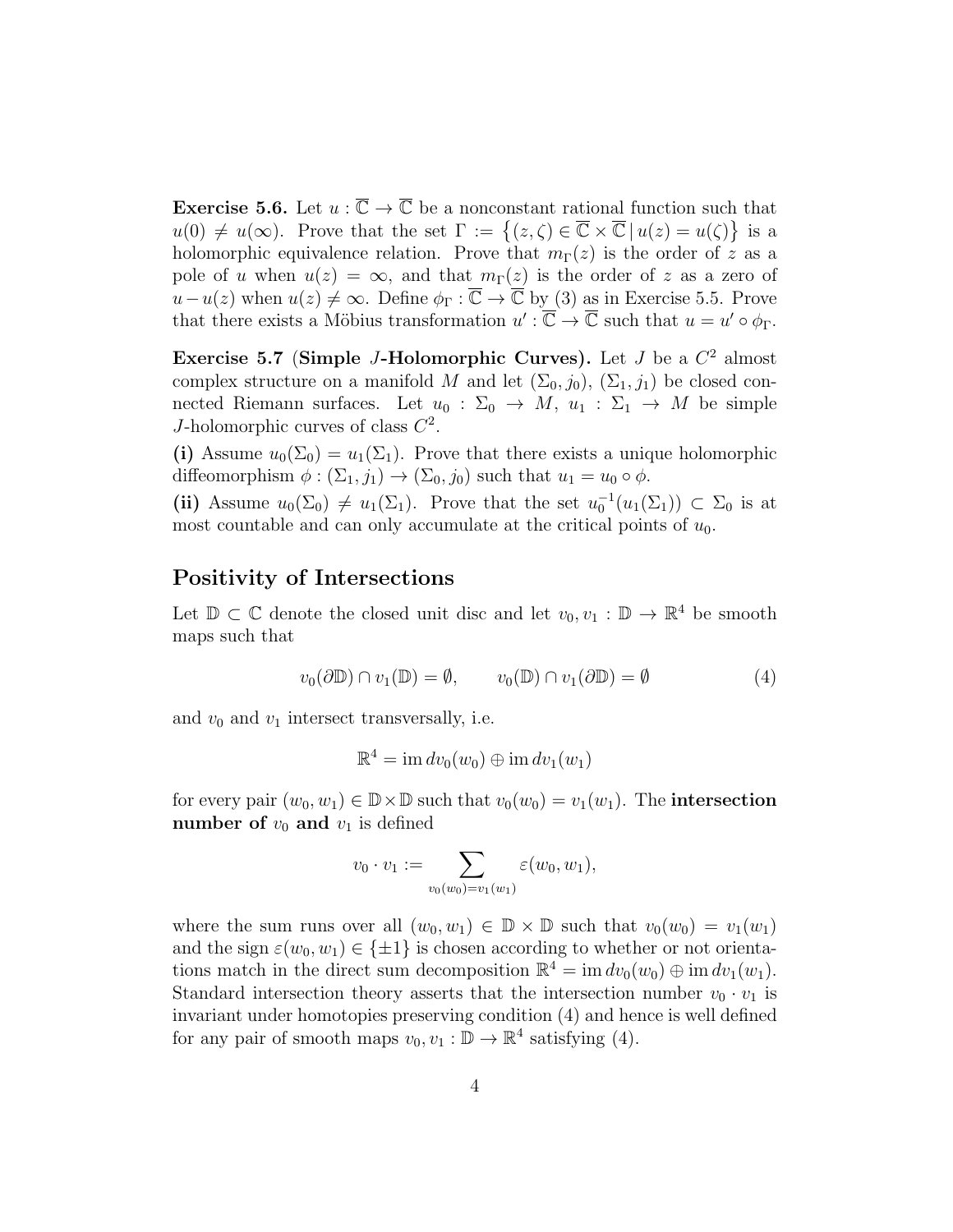**Exercise 5.6.** Let $u : \overline{\mathbb{C}} \to \overline{\mathbb{C}}$ be a nonconstant rational function such that $u(0) \neq u(\infty)$. Prove that the set $\Gamma := \{(z, \zeta) \in \overline{\mathbb{C}} \times \overline{\mathbb{C}} \,|\, u(z) = u(\zeta)\}$ is a holomorphic equivalence relation. Prove that $m_\Gamma(z)$ is the order of $z$ as a pole of $u$ when $u(z) = \infty$, and that $m_\Gamma(z)$ is the order of $z$ as a zero of $u - u(z)$ when $u(z) \neq \infty$. Define $\phi_\Gamma : \overline{\mathbb{C}} \to \overline{\mathbb{C}}$ by (3) as in Exercise 5.5. Prove that there exists a Möbius transformation $u' : \overline{\mathbb{C}} \to \overline{\mathbb{C}}$ such that $u = u' \circ \phi_\Gamma$.

**Exercise 5.7 (Simple $J$-Holomorphic Curves).** Let $J$ be a $C^2$ almost complex structure on a manifold $M$ and let $(\Sigma_0, j_0)$, $(\Sigma_1, j_1)$ be closed connected Riemann surfaces. Let $u_0 : \Sigma_0 \to M$, $u_1 : \Sigma_1 \to M$ be simple $J$-holomorphic curves of class $C^2$.

**(i)** Assume $u_0(\Sigma_0) = u_1(\Sigma_1)$. Prove that there exists a unique holomorphic diffeomorphism $\phi : (\Sigma_1, j_1) \to (\Sigma_0, j_0)$ such that $u_1 = u_0 \circ \phi$.

**(ii)** Assume $u_0(\Sigma_0) \neq u_1(\Sigma_1)$. Prove that the set $u_0^{-1}(u_1(\Sigma_1)) \subset \Sigma_0$ is at most countable and can only accumulate at the critical points of $u_0$.

## Positivity of Intersections

Let $\mathbb{D} \subset \mathbb{C}$ denote the closed unit disc and let $v_0, v_1 : \mathbb{D} \to \mathbb{R}^4$ be smooth maps such that

$$v_0(\partial\mathbb{D}) \cap v_1(\mathbb{D}) = \emptyset, \qquad v_0(\mathbb{D}) \cap v_1(\partial\mathbb{D}) = \emptyset \tag{4}$$

and $v_0$ and $v_1$ intersect transversally, i.e.

$$\mathbb{R}^4 = \operatorname{im} dv_0(w_0) \oplus \operatorname{im} dv_1(w_1)$$

for every pair $(w_0, w_1) \in \mathbb{D} \times \mathbb{D}$ such that $v_0(w_0) = v_1(w_1)$. The **intersection number of** $v_0$ **and** $v_1$ is defined

$$v_0 \cdot v_1 := \sum_{v_0(w_0) = v_1(w_1)} \varepsilon(w_0, w_1),$$

where the sum runs over all $(w_0, w_1) \in \mathbb{D} \times \mathbb{D}$ such that $v_0(w_0) = v_1(w_1)$ and the sign $\varepsilon(w_0, w_1) \in \{\pm 1\}$ is chosen according to whether or not orientations match in the direct sum decomposition $\mathbb{R}^4 = \operatorname{im} dv_0(w_0) \oplus \operatorname{im} dv_1(w_1)$. Standard intersection theory asserts that the intersection number $v_0 \cdot v_1$ is invariant under homotopies preserving condition (4) and hence is well defined for any pair of smooth maps $v_0, v_1 : \mathbb{D} \to \mathbb{R}^4$ satisfying (4).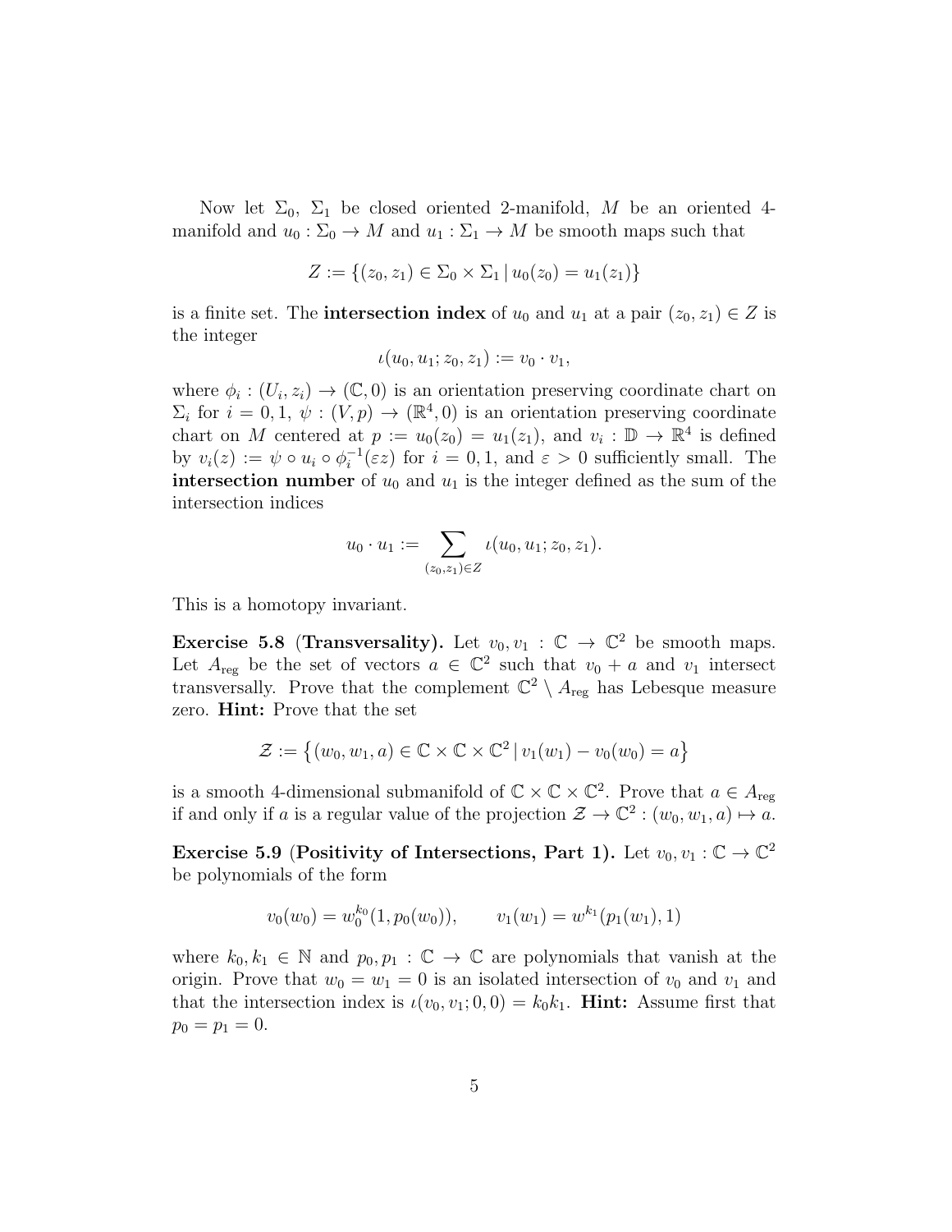Now let $\Sigma_0$, $\Sigma_1$ be closed oriented 2-manifold, $M$ be an oriented 4-manifold and $u_0 : \Sigma_0 \to M$ and $u_1 : \Sigma_1 \to M$ be smooth maps such that

$$Z := \{(z_0, z_1) \in \Sigma_0 \times \Sigma_1 \,|\, u_0(z_0) = u_1(z_1)\}$$

is a finite set. The **intersection index** of $u_0$ and $u_1$ at a pair $(z_0, z_1) \in Z$ is the integer

$$\iota(u_0, u_1; z_0, z_1) := v_0 \cdot v_1,$$

where $\phi_i : (U_i, z_i) \to (\mathbb{C}, 0)$ is an orientation preserving coordinate chart on $\Sigma_i$ for $i = 0, 1$, $\psi : (V, p) \to (\mathbb{R}^4, 0)$ is an orientation preserving coordinate chart on $M$ centered at $p := u_0(z_0) = u_1(z_1)$, and $v_i : \mathbb{D} \to \mathbb{R}^4$ is defined by $v_i(z) := \psi \circ u_i \circ \phi_i^{-1}(\varepsilon z)$ for $i = 0, 1$, and $\varepsilon > 0$ sufficiently small. The **intersection number** of $u_0$ and $u_1$ is the integer defined as the sum of the intersection indices

$$u_0 \cdot u_1 := \sum_{(z_0, z_1) \in Z} \iota(u_0, u_1; z_0, z_1).$$

This is a homotopy invariant.

**Exercise 5.8 (Transversality).** Let $v_0, v_1 : \mathbb{C} \to \mathbb{C}^2$ be smooth maps. Let $A_{\mathrm{reg}}$ be the set of vectors $a \in \mathbb{C}^2$ such that $v_0 + a$ and $v_1$ intersect transversally. Prove that the complement $\mathbb{C}^2 \setminus A_{\mathrm{reg}}$ has Lebesgue measure zero. **Hint:** Prove that the set

$$\mathcal{Z} := \left\{ (w_0, w_1, a) \in \mathbb{C} \times \mathbb{C} \times \mathbb{C}^2 \,|\, v_1(w_1) - v_0(w_0) = a \right\}$$

is a smooth 4-dimensional submanifold of $\mathbb{C} \times \mathbb{C} \times \mathbb{C}^2$. Prove that $a \in A_{\mathrm{reg}}$ if and only if $a$ is a regular value of the projection $\mathcal{Z} \to \mathbb{C}^2 : (w_0, w_1, a) \mapsto a$.

**Exercise 5.9 (Positivity of Intersections, Part 1).** Let $v_0, v_1 : \mathbb{C} \to \mathbb{C}^2$ be polynomials of the form

$$v_0(w_0) = w_0^{k_0}(1, p_0(w_0)), \qquad v_1(w_1) = w^{k_1}(p_1(w_1), 1)$$

where $k_0, k_1 \in \mathbb{N}$ and $p_0, p_1 : \mathbb{C} \to \mathbb{C}$ are polynomials that vanish at the origin. Prove that $w_0 = w_1 = 0$ is an isolated intersection of $v_0$ and $v_1$ and that the intersection index is $\iota(v_0, v_1; 0, 0) = k_0 k_1$. **Hint:** Assume first that $p_0 = p_1 = 0$.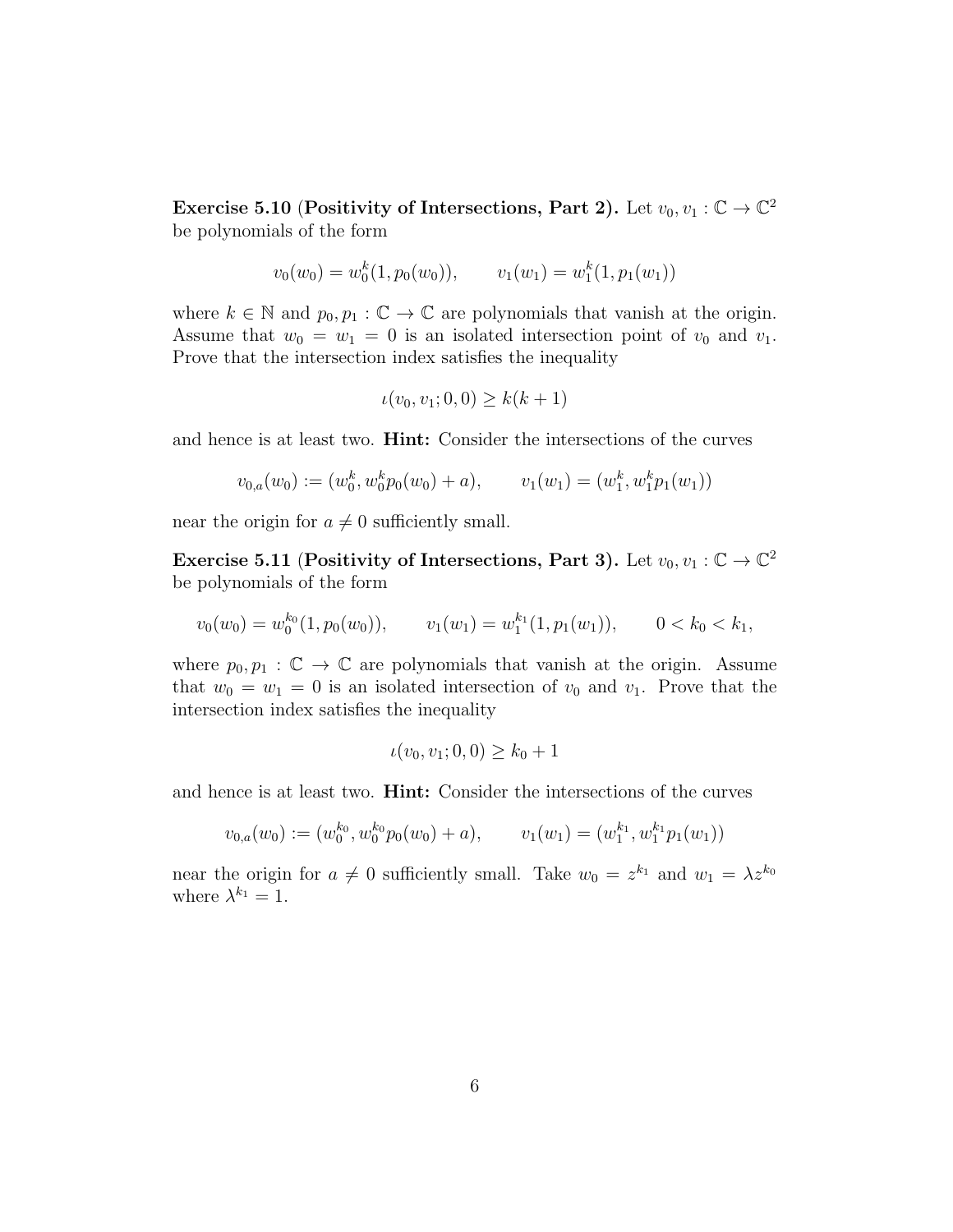**Exercise 5.10 (Positivity of Intersections, Part 2).** Let $v_0, v_1 : \mathbb{C} \to \mathbb{C}^2$ be polynomials of the form

$$v_0(w_0) = w_0^k(1, p_0(w_0)), \qquad v_1(w_1) = w_1^k(1, p_1(w_1))$$

where $k \in \mathbb{N}$ and $p_0, p_1 : \mathbb{C} \to \mathbb{C}$ are polynomials that vanish at the origin. Assume that $w_0 = w_1 = 0$ is an isolated intersection point of $v_0$ and $v_1$. Prove that the intersection index satisfies the inequality

$$\iota(v_0, v_1; 0, 0) \geq k(k+1)$$

and hence is at least two. **Hint:** Consider the intersections of the curves

$$v_{0,a}(w_0) := (w_0^k, w_0^k p_0(w_0) + a), \qquad v_1(w_1) = (w_1^k, w_1^k p_1(w_1))$$

near the origin for $a \neq 0$ sufficiently small.

**Exercise 5.11 (Positivity of Intersections, Part 3).** Let $v_0, v_1 : \mathbb{C} \to \mathbb{C}^2$ be polynomials of the form

$$v_0(w_0) = w_0^{k_0}(1, p_0(w_0)), \qquad v_1(w_1) = w_1^{k_1}(1, p_1(w_1)), \qquad 0 < k_0 < k_1,$$

where $p_0, p_1 : \mathbb{C} \to \mathbb{C}$ are polynomials that vanish at the origin. Assume that $w_0 = w_1 = 0$ is an isolated intersection of $v_0$ and $v_1$. Prove that the intersection index satisfies the inequality

$$\iota(v_0, v_1; 0, 0) \geq k_0 + 1$$

and hence is at least two. **Hint:** Consider the intersections of the curves

$$v_{0,a}(w_0) := (w_0^{k_0}, w_0^{k_0} p_0(w_0) + a), \qquad v_1(w_1) = (w_1^{k_1}, w_1^{k_1} p_1(w_1))$$

near the origin for $a \neq 0$ sufficiently small. Take $w_0 = z^{k_1}$ and $w_1 = \lambda z^{k_0}$ where $\lambda^{k_1} = 1$.